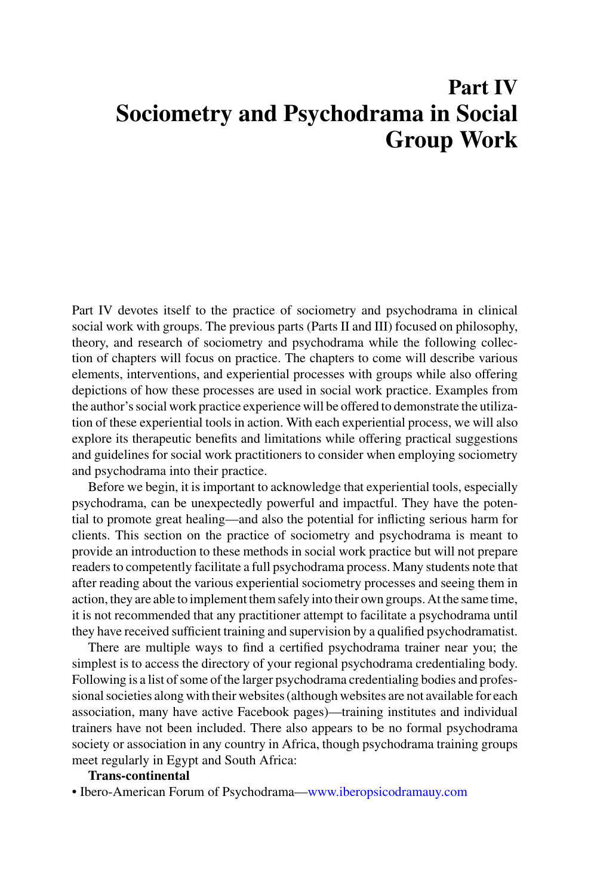# Part IV
# Sociometry and Psychodrama in Social Group Work

Part IV devotes itself to the practice of sociometry and psychodrama in clinical social work with groups. The previous parts (Parts II and III) focused on philosophy, theory, and research of sociometry and psychodrama while the following collection of chapters will focus on practice. The chapters to come will describe various elements, interventions, and experiential processes with groups while also offering depictions of how these processes are used in social work practice. Examples from the author's social work practice experience will be offered to demonstrate the utilization of these experiential tools in action. With each experiential process, we will also explore its therapeutic benefits and limitations while offering practical suggestions and guidelines for social work practitioners to consider when employing sociometry and psychodrama into their practice.

Before we begin, it is important to acknowledge that experiential tools, especially psychodrama, can be unexpectedly powerful and impactful. They have the potential to promote great healing—and also the potential for inflicting serious harm for clients. This section on the practice of sociometry and psychodrama is meant to provide an introduction to these methods in social work practice but will not prepare readers to competently facilitate a full psychodrama process. Many students note that after reading about the various experiential sociometry processes and seeing them in action, they are able to implement them safely into their own groups. At the same time, it is not recommended that any practitioner attempt to facilitate a psychodrama until they have received sufficient training and supervision by a qualified psychodramatist.

There are multiple ways to find a certified psychodrama trainer near you; the simplest is to access the directory of your regional psychodrama credentialing body. Following is a list of some of the larger psychodrama credentialing bodies and professional societies along with their websites (although websites are not available for each association, many have active Facebook pages)—training institutes and individual trainers have not been included. There also appears to be no formal psychodrama society or association in any country in Africa, though psychodrama training groups meet regularly in Egypt and South Africa:

**Trans-continental**

- Ibero-American Forum of Psychodrama—www.iberopsicodramauy.com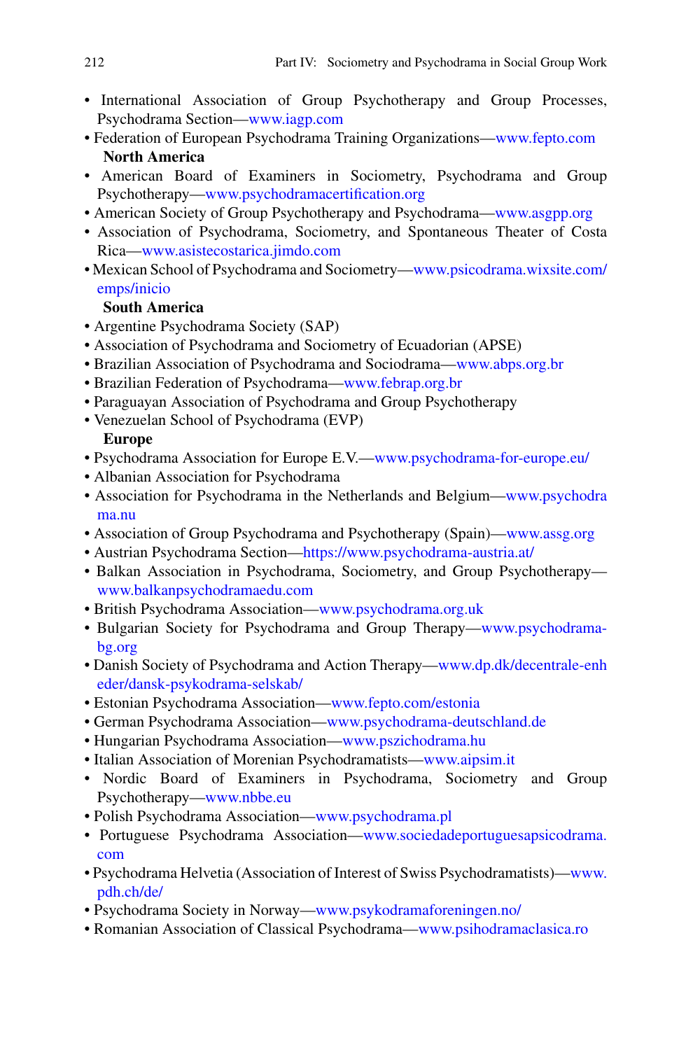- International Association of Group Psychotherapy and Group Processes, Psychodrama Section—www.iagp.com
- Federation of European Psychodrama Training Organizations—www.fepto.com

**North America**

- American Board of Examiners in Sociometry, Psychodrama and Group Psychotherapy—www.psychodramacertification.org
- American Society of Group Psychotherapy and Psychodrama—www.asgpp.org
- Association of Psychodrama, Sociometry, and Spontaneous Theater of Costa Rica—www.asistecostarica.jimdo.com
- Mexican School of Psychodrama and Sociometry—www.psicodrama.wixsite.com/emps/inicio

**South America**

- Argentine Psychodrama Society (SAP)
- Association of Psychodrama and Sociometry of Ecuadorian (APSE)
- Brazilian Association of Psychodrama and Sociodrama—www.abps.org.br
- Brazilian Federation of Psychodrama—www.febrap.org.br
- Paraguayan Association of Psychodrama and Group Psychotherapy
- Venezuelan School of Psychodrama (EVP)

**Europe**

- Psychodrama Association for Europe E.V.—www.psychodrama-for-europe.eu/
- Albanian Association for Psychodrama
- Association for Psychodrama in the Netherlands and Belgium—www.psychodrama.nu
- Association of Group Psychodrama and Psychotherapy (Spain)—www.assg.org
- Austrian Psychodrama Section—https://www.psychodrama-austria.at/
- Balkan Association in Psychodrama, Sociometry, and Group Psychotherapy—www.balkanpsychodramaedu.com
- British Psychodrama Association—www.psychodrama.org.uk
- Bulgarian Society for Psychodrama and Group Therapy—www.psychodrama-bg.org
- Danish Society of Psychodrama and Action Therapy—www.dp.dk/decentrale-enheder/dansk-psykodrama-selskab/
- Estonian Psychodrama Association—www.fepto.com/estonia
- German Psychodrama Association—www.psychodrama-deutschland.de
- Hungarian Psychodrama Association—www.pszichodrama.hu
- Italian Association of Morenian Psychodramatists—www.aipsim.it
- Nordic Board of Examiners in Psychodrama, Sociometry and Group Psychotherapy—www.nbbe.eu
- Polish Psychodrama Association—www.psychodrama.pl
- Portuguese Psychodrama Association—www.sociedadeportuguesapsicodrama.com
- Psychodrama Helvetia (Association of Interest of Swiss Psychodramatists)—www.pdh.ch/de/
- Psychodrama Society in Norway—www.psykodramaforeningen.no/
- Romanian Association of Classical Psychodrama—www.psihodramaclasica.ro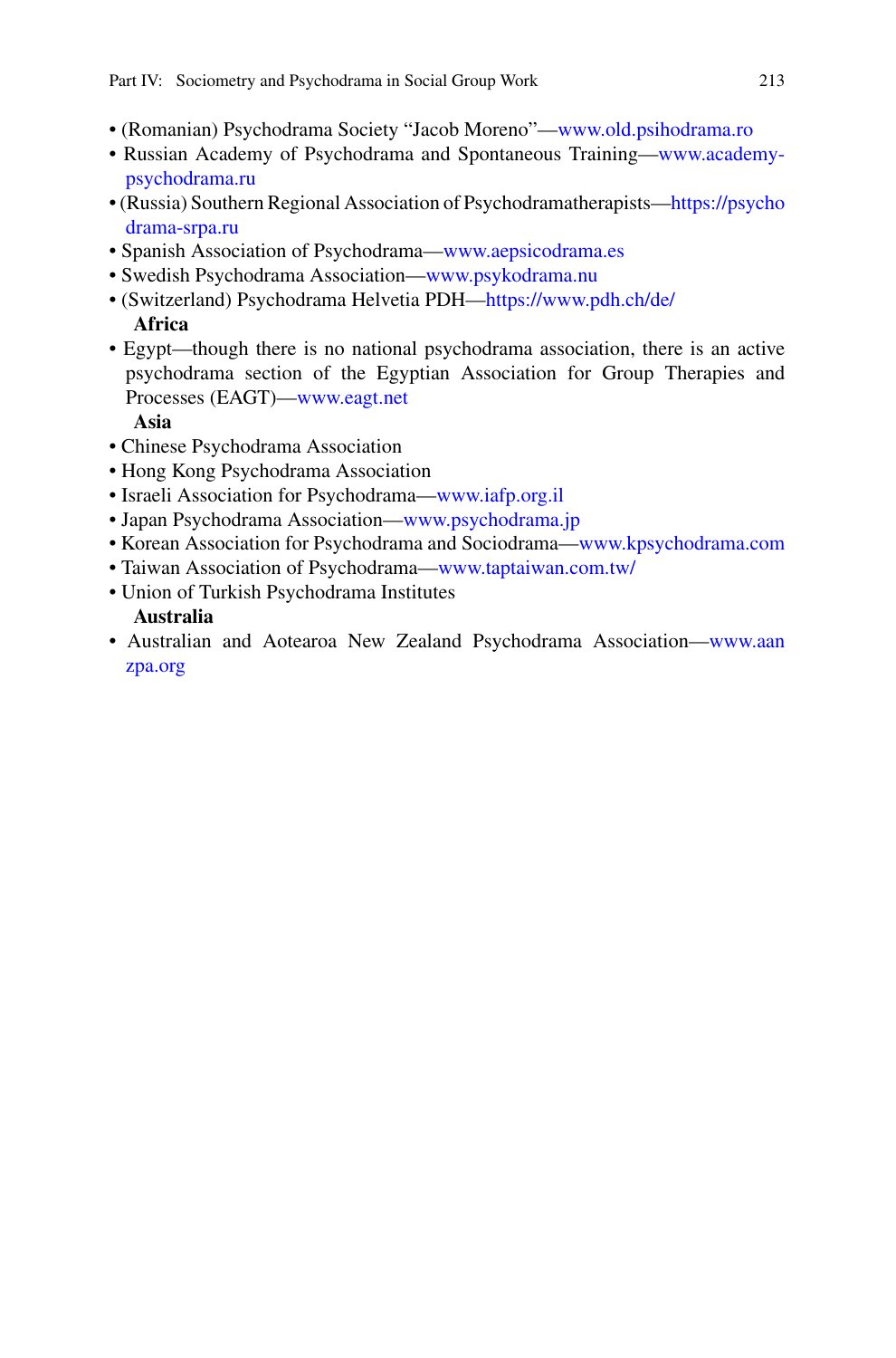- (Romanian) Psychodrama Society "Jacob Moreno"—www.old.psihodrama.ro
- Russian Academy of Psychodrama and Spontaneous Training—www.academy-psychodrama.ru
- (Russia) Southern Regional Association of Psychodramatherapists—https://psychodrama-srpa.ru
- Spanish Association of Psychodrama—www.aepsicodrama.es
- Swedish Psychodrama Association—www.psykodrama.nu
- (Switzerland) Psychodrama Helvetia PDH—https://www.pdh.ch/de/

**Africa**

- Egypt—though there is no national psychodrama association, there is an active psychodrama section of the Egyptian Association for Group Therapies and Processes (EAGT)—www.eagt.net

**Asia**

- Chinese Psychodrama Association
- Hong Kong Psychodrama Association
- Israeli Association for Psychodrama—www.iafp.org.il
- Japan Psychodrama Association—www.psychodrama.jp
- Korean Association for Psychodrama and Sociodrama—www.kpsychodrama.com
- Taiwan Association of Psychodrama—www.taptaiwan.com.tw/
- Union of Turkish Psychodrama Institutes

**Australia**

- Australian and Aotearoa New Zealand Psychodrama Association—www.aanzpa.org